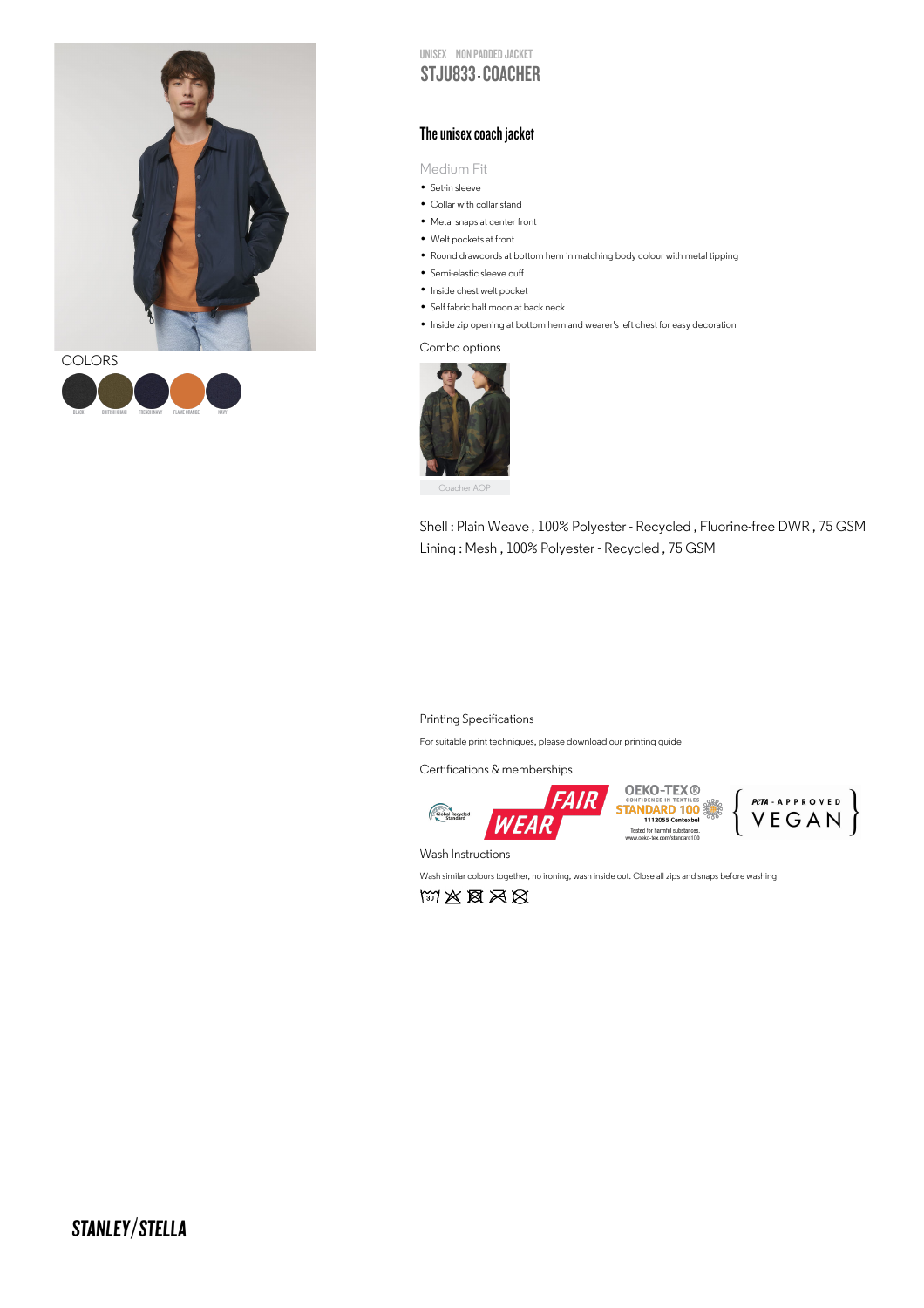UNISEX NON PADDED JACKET

# STJU833 - COACHER

COLORS

BLACK · BRITISH KHAKI · FRENCH NAVY · FLAME ORANGE · NAVY

## The unisex coach jacket

Medium Fit

- Set-in sleeve
- Collar with collar stand
- Metal snaps at center front
- Welt pockets at front
- Round drawcords at bottom hem in matching body colour with metal tipping
- Semi-elastic sleeve cuff
- Inside chest welt pocket
- Self fabric half moon at back neck
- Inside zip opening at bottom hem and wearer's left chest for easy decoration

Combo options

Coacher AOP

Shell : Plain Weave , 100% Polyester - Recycled , Fluorine-free DWR , 75 GSM
Lining : Mesh , 100% Polyester - Recycled , 75 GSM

Printing Specifications

For suitable print techniques, please download our printing guide

Certifications & memberships

Global Recycled Standard · FAIR WEAR · OEKO-TEX® CONFIDENCE IN TEXTILES STANDARD 100 1112055 Centexbel Tested for harmful substances. www.oeko-tex.com/standard100 · PETA - APPROVED VEGAN

Wash Instructions

Wash similar colours together, no ironing, wash inside out. Close all zips and snaps before washing

STANLEY/STELLA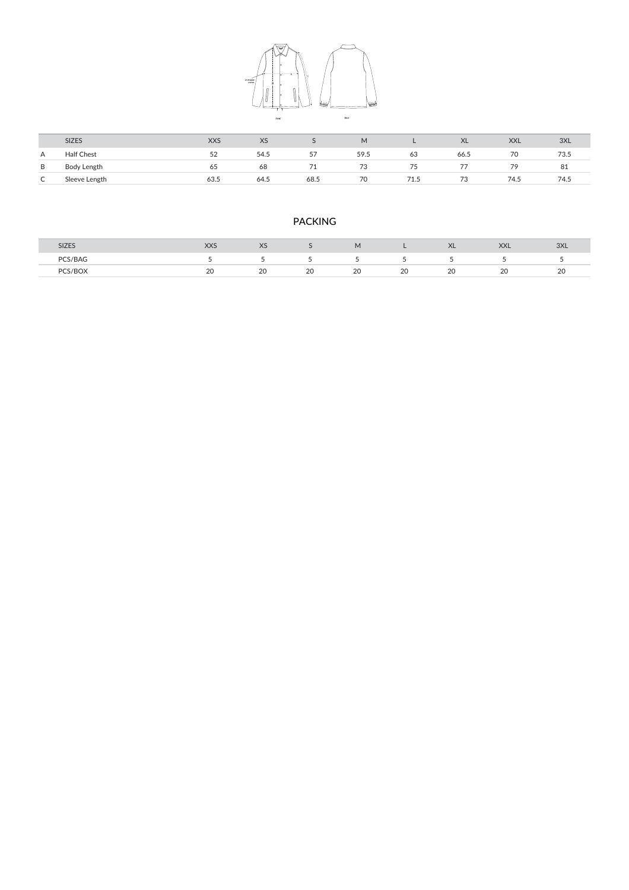| | SIZES | XXS | XS | S | M | L | XL | XXL | 3XL |
|---|---|---|---|---|---|---|---|---|---|
| A | Half Chest | 52 | 54.5 | 57 | 59.5 | 63 | 66.5 | 70 | 73.5 |
| B | Body Length | 65 | 68 | 71 | 73 | 75 | 77 | 79 | 81 |
| C | Sleeve Length | 63.5 | 64.5 | 68.5 | 70 | 71.5 | 73 | 74.5 | 74.5 |

## PACKING

| SIZES | XXS | XS | S | M | L | XL | XXL | 3XL |
|---|---|---|---|---|---|---|---|---|
| PCS/BAG | 5 | 5 | 5 | 5 | 5 | 5 | 5 | 5 |
| PCS/BOX | 20 | 20 | 20 | 20 | 20 | 20 | 20 | 20 |